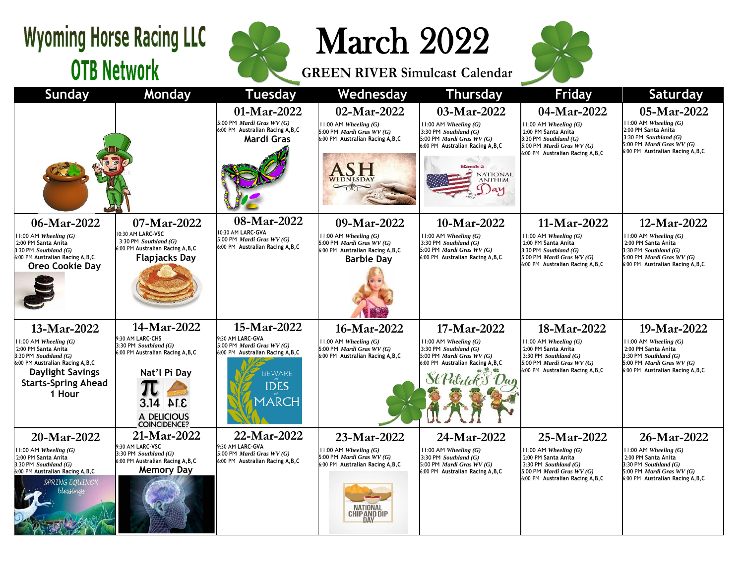# Wyoming Horse Racing LLC
## OTB Network

# March 2022
## GREEN RIVER Simulcast Calendar

| Sunday | Monday | Tuesday | Wednesday | Thursday | Friday | Saturday |
|---|---|---|---|---|---|---|
| | | **01-Mar-2022**<br>5:00 PM *Mardi Gras WV (G)*<br>6:00 PM Australian Racing A,B,C<br>**Mardi Gras** | **02-Mar-2022**<br>11:00 AM *Wheeling (G)*<br>5:00 PM *Mardi Gras WV (G)*<br>6:00 PM Australian Racing A,B,C<br>ASH WEDNESDAY | **03-Mar-2022**<br>11:00 AM *Wheeling (G)*<br>3:30 PM *Southland (G)*<br>5:00 PM *Mardi Gras WV (G)*<br>6:00 PM Australian Racing A,B,C<br>March 3 National Anthem Day | **04-Mar-2022**<br>11:00 AM *Wheeling (G)*<br>2:00 PM Santa Anita<br>3:30 PM *Southland (G)*<br>5:00 PM *Mardi Gras WV (G)*<br>6:00 PM Australian Racing A,B,C | **05-Mar-2022**<br>11:00 AM *Wheeling (G)*<br>2:00 PM Santa Anita<br>3:30 PM *Southland (G)*<br>5:00 PM *Mardi Gras WV (G)*<br>6:00 PM Australian Racing A,B,C |
| **06-Mar-2022**<br>11:00 AM *Wheeling (G)*<br>2:00 PM Santa Anita<br>3:30 PM *Southland (G)*<br>6:00 PM Australian Racing A,B,C<br>**Oreo Cookie Day** | **07-Mar-2022**<br>10:30 AM LARC-VSC<br>3:30 PM *Southland (G)*<br>6:00 PM Australian Racing A,B,C<br>**Flapjacks Day** | **08-Mar-2022**<br>10:30 AM LARC-GVA<br>5:00 PM *Mardi Gras WV (G)*<br>6:00 PM Australian Racing A,B,C | **09-Mar-2022**<br>11:00 AM *Wheeling (G)*<br>5:00 PM *Mardi Gras WV (G)*<br>6:00 PM Australian Racing A,B,C<br>**Barbie Day** | **10-Mar-2022**<br>11:00 AM *Wheeling (G)*<br>3:30 PM *Southland (G)*<br>5:00 PM *Mardi Gras WV (G)*<br>6:00 PM Australian Racing A,B,C | **11-Mar-2022**<br>11:00 AM *Wheeling (G)*<br>2:00 PM Santa Anita<br>3:30 PM *Southland (G)*<br>5:00 PM *Mardi Gras WV (G)*<br>6:00 PM Australian Racing A,B,C | **12-Mar-2022**<br>11:00 AM *Wheeling (G)*<br>2:00 PM Santa Anita<br>3:30 PM *Southland (G)*<br>5:00 PM *Mardi Gras WV (G)*<br>6:00 PM Australian Racing A,B,C |
| **13-Mar-2022**<br>11:00 AM *Wheeling (G)*<br>2:00 PM Santa Anita<br>3:30 PM *Southland (G)*<br>6:00 PM Australian Racing A,B,C<br>**Daylight Savings Starts-Spring Ahead 1 Hour** | **14-Mar-2022**<br>9:30 AM LARC-CHS<br>3:30 PM *Southland (G)*<br>6:00 PM Australian Racing A,B,C<br>**Nat'l Pi Day**<br>3.14 A DELICIOUS COINCIDENCE? | **15-Mar-2022**<br>9:30 AM LARC-GVA<br>5:00 PM *Mardi Gras WV (G)*<br>6:00 PM Australian Racing A,B,C<br>BEWARE the IDES of MARCH | **16-Mar-2022**<br>11:00 AM *Wheeling (G)*<br>5:00 PM *Mardi Gras WV (G)*<br>6:00 PM Australian Racing A,B,C | **17-Mar-2022**<br>11:00 AM *Wheeling (G)*<br>3:30 PM *Southland (G)*<br>5:00 PM *Mardi Gras WV (G)*<br>6:00 PM Australian Racing A,B,C<br>St Patrick's Day | **18-Mar-2022**<br>11:00 AM *Wheeling (G)*<br>2:00 PM Santa Anita<br>3:30 PM *Southland (G)*<br>5:00 PM *Mardi Gras WV (G)*<br>6:00 PM Australian Racing A,B,C | **19-Mar-2022**<br>11:00 AM *Wheeling (G)*<br>2:00 PM Santa Anita<br>3:30 PM *Southland (G)*<br>5:00 PM *Mardi Gras WV (G)*<br>6:00 PM Australian Racing A,B,C |
| **20-Mar-2022**<br>11:00 AM *Wheeling (G)*<br>2:00 PM Santa Anita<br>3:30 PM *Southland (G)*<br>6:00 PM Australian Racing A,B,C<br>SPRING EQUINOX blessings | **21-Mar-2022**<br>9:30 AM LARC-VSC<br>3:30 PM *Southland (G)*<br>6:00 PM Australian Racing A,B,C<br>**Memory Day** | **22-Mar-2022**<br>9:30 AM LARC-GVA<br>5:00 PM *Mardi Gras WV (G)*<br>6:00 PM Australian Racing A,B,C | **23-Mar-2022**<br>11:00 AM *Wheeling (G)*<br>5:00 PM *Mardi Gras WV (G)*<br>6:00 PM Australian Racing A,B,C<br>NATIONAL CHIP AND DIP DAY | **24-Mar-2022**<br>11:00 AM *Wheeling (G)*<br>3:30 PM *Southland (G)*<br>5:00 PM *Mardi Gras WV (G)*<br>6:00 PM Australian Racing A,B,C | **25-Mar-2022**<br>11:00 AM *Wheeling (G)*<br>2:00 PM Santa Anita<br>3:30 PM *Southland (G)*<br>5:00 PM *Mardi Gras WV (G)*<br>6:00 PM Australian Racing A,B,C | **26-Mar-2022**<br>11:00 AM *Wheeling (G)*<br>2:00 PM Santa Anita<br>3:30 PM *Southland (G)*<br>5:00 PM *Mardi Gras WV (G)*<br>6:00 PM Australian Racing A,B,C |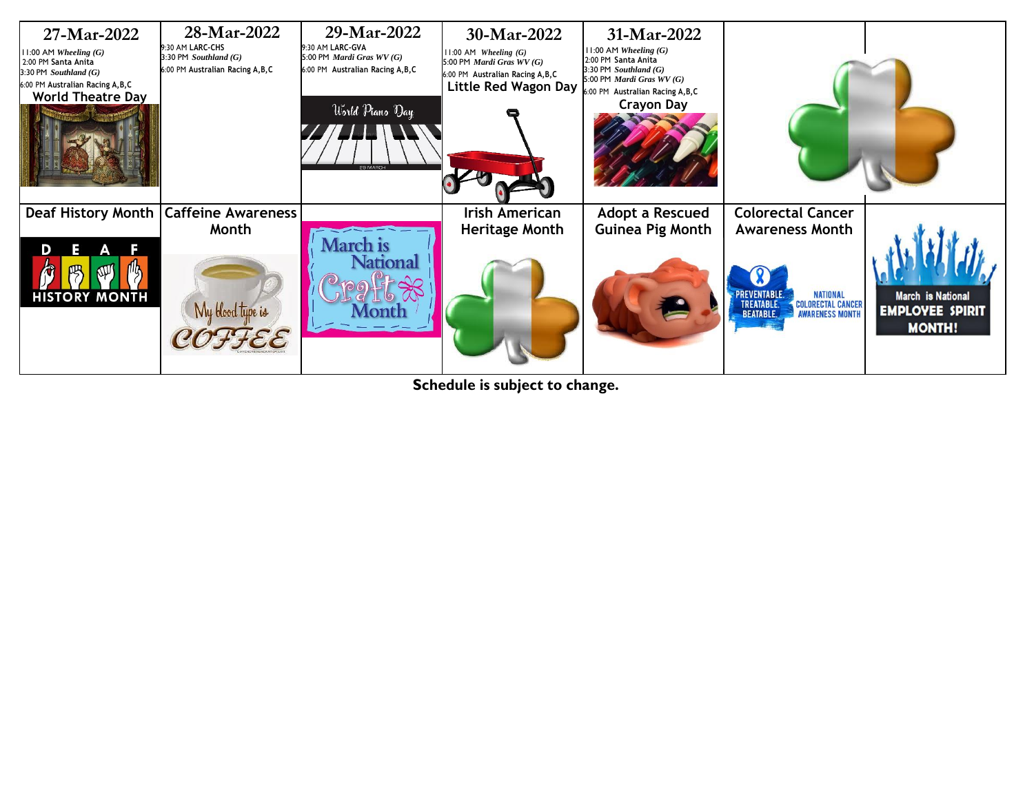| | | | | | | |
|---|---|---|---|---|---|---|
| **27-Mar-2022**<br>11:00 AM *Wheeling (G)*<br>2:00 PM Santa Anita<br>3:30 PM *Southland (G)*<br>6:00 PM Australian Racing A,B,C<br>**World Theatre Day** | **28-Mar-2022**<br>9:30 AM LARC-CHS<br>3:30 PM *Southland (G)*<br>6:00 PM Australian Racing A,B,C | **29-Mar-2022**<br>9:30 AM LARC-GVA<br>5:00 PM *Mardi Gras WV (G)*<br>6:00 PM Australian Racing A,B,C<br>World Piano Day | **30-Mar-2022**<br>11:00 AM *Wheeling (G)*<br>5:00 PM *Mardi Gras WV (G)*<br>6:00 PM Australian Racing A,B,C<br>**Little Red Wagon Day** | **31-Mar-2022**<br>11:00 AM *Wheeling (G)*<br>2:00 PM Santa Anita<br>3:30 PM *Southland (G)*<br>5:00 PM *Mardi Gras WV (G)*<br>6:00 PM Australian Racing A,B,C<br>**Crayon Day** | | |
| **Deaf History Month**<br>DEAF HISTORY MONTH | **Caffeine Awareness Month**<br>My blood type is COFFEE | March is National Craft Month | **Irish American Heritage Month** | **Adopt a Rescued Guinea Pig Month** | **Colorectal Cancer Awareness Month**<br>PREVENTABLE. TREATABLE. BEATABLE. NATIONAL COLORECTAL CANCER AWARENESS MONTH | March is National EMPLOYEE SPIRIT MONTH! |

**Schedule is subject to change.**